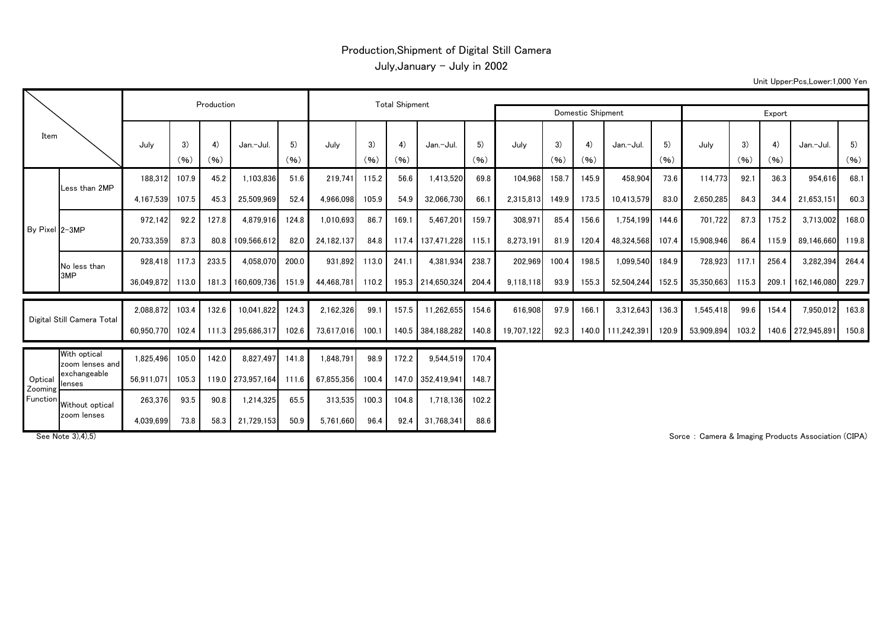# Production,Shipment of Digital Still Camera

## July,January － July in 2002

Unit Upper:Pcs,Lower:1,000 Yen

| Item | | Production | | | | | Total Shipment | | | | | Domestic Shipment | | | | | Export | | | | |
|---|---|---|---|---|---|---|---|---|---|---|---|---|---|---|---|---|---|---|---|---|---|
| | | July | 3) (%) | 4) (%) | Jan.－Jul. | 5) (%) | July | 3) (%) | 4) (%) | Jan.－Jul. | 5) (%) | July | 3) (%) | 4) (%) | Jan.－Jul. | 5) (%) | July | 3) (%) | 4) (%) | Jan.－Jul. | 5) (%) |
| By Pixel | Less than 2MP | 188,312 | 107.9 | 45.2 | 1,103,836 | 51.6 | 219,741 | 115.2 | 56.6 | 1,413,520 | 69.8 | 104,968 | 158.7 | 145.9 | 458,904 | 73.6 | 114,773 | 92.1 | 36.3 | 954,616 | 68.1 |
| | | 4,167,539 | 107.5 | 45.3 | 25,509,969 | 52.4 | 4,966,098 | 105.9 | 54.9 | 32,066,730 | 66.1 | 2,315,813 | 149.9 | 173.5 | 10,413,579 | 83.0 | 2,650,285 | 84.3 | 34.4 | 21,653,151 | 60.3 |
| | 2-3MP | 972,142 | 92.2 | 127.8 | 4,879,916 | 124.8 | 1,010,693 | 86.7 | 169.1 | 5,467,201 | 159.7 | 308,971 | 85.4 | 156.6 | 1,754,199 | 144.6 | 701,722 | 87.3 | 175.2 | 3,713,002 | 168.0 |
| | | 20,733,359 | 87.3 | 80.8 | 109,566,612 | 82.0 | 24,182,137 | 84.8 | 117.4 | 137,471,228 | 115.1 | 8,273,191 | 81.9 | 120.4 | 48,324,568 | 107.4 | 15,908,946 | 86.4 | 115.9 | 89,146,660 | 119.8 |
| | No less than 3MP | 928,418 | 117.3 | 233.5 | 4,058,070 | 200.0 | 931,892 | 113.0 | 241.1 | 4,381,934 | 238.7 | 202,969 | 100.4 | 198.5 | 1,099,540 | 184.9 | 728,923 | 117.1 | 256.4 | 3,282,394 | 264.4 |
| | | 36,049,872 | 113.0 | 181.3 | 160,609,736 | 151.9 | 44,468,781 | 110.2 | 195.3 | 214,650,324 | 204.4 | 9,118,118 | 93.9 | 155.3 | 52,504,244 | 152.5 | 35,350,663 | 115.3 | 209.1 | 162,146,080 | 229.7 |
| Digital Still Camera Total | | 2,088,872 | 103.4 | 132.6 | 10,041,822 | 124.3 | 2,162,326 | 99.1 | 157.5 | 11,262,655 | 154.6 | 616,908 | 97.9 | 166.1 | 3,312,643 | 136.3 | 1,545,418 | 99.6 | 154.4 | 7,950,012 | 163.8 |
| | | 60,950,770 | 102.4 | 111.3 | 295,686,317 | 102.6 | 73,617,016 | 100.1 | 140.5 | 384,188,282 | 140.8 | 19,707,122 | 92.3 | 140.0 | 111,242,391 | 120.9 | 53,909,894 | 103.2 | 140.6 | 272,945,891 | 150.8 |
| Optical Zooming Function | With optical zoom lenses and exchangeable lenses | 1,825,496 | 105.0 | 142.0 | 8,827,497 | 141.8 | 1,848,791 | 98.9 | 172.2 | 9,544,519 | 170.4 | | | | | | | | | | |
| | | 56,911,071 | 105.3 | 119.0 | 273,957,164 | 111.6 | 67,855,356 | 100.4 | 147.0 | 352,419,941 | 148.7 | | | | | | | | | | |
| | Without optical zoom lenses | 263,376 | 93.5 | 90.8 | 1,214,325 | 65.5 | 313,535 | 100.3 | 104.8 | 1,718,136 | 102.2 | | | | | | | | | | |
| | | 4,039,699 | 73.8 | 58.3 | 21,729,153 | 50.9 | 5,761,660 | 96.4 | 92.4 | 31,768,341 | 88.6 | | | | | | | | | | |

See Note 3),4),5)

Sorce : Camera & Imaging Products Association (CIPA)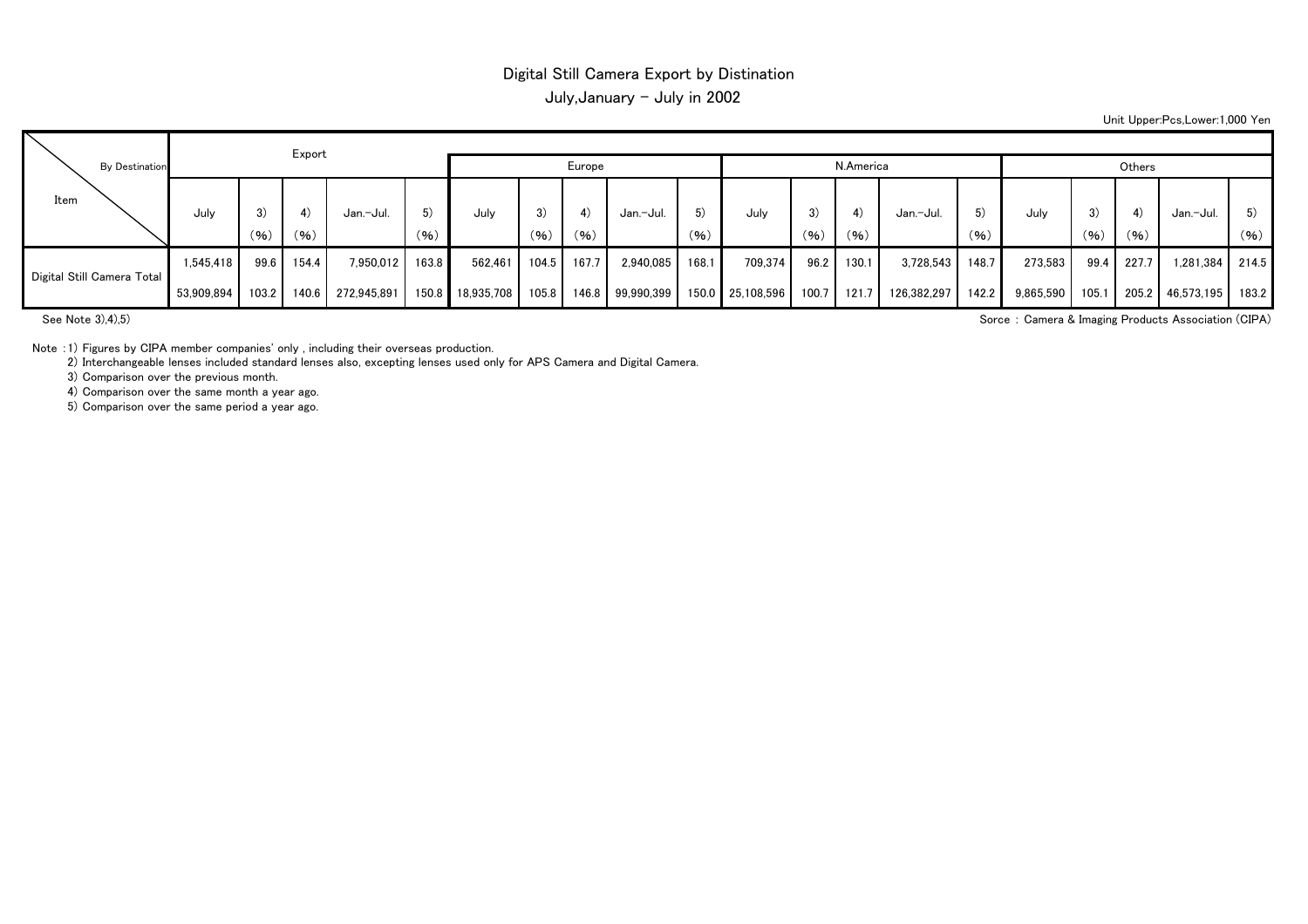# Digital Still Camera Export by Distination

## July,January － July in 2002

Unit Upper:Pcs,Lower:1,000 Yen

| Item / By Destination | Export | | | | | Europe | | | | | N.America | | | | | Others | | | | |
|---|---|---|---|---|---|---|---|---|---|---|---|---|---|---|---|---|---|---|---|---|
| | July | 3) (%) | 4) (%) | Jan.－Jul. | 5) (%) | July | 3) (%) | 4) (%) | Jan.－Jul. | 5) (%) | July | 3) (%) | 4) (%) | Jan.－Jul. | 5) (%) | July | 3) (%) | 4) (%) | Jan.－Jul. | 5) (%) |
| Digital Still Camera Total | 1,545,418 | 99.6 | 154.4 | 7,950,012 | 163.8 | 562,461 | 104.5 | 167.7 | 2,940,085 | 168.1 | 709,374 | 96.2 | 130.1 | 3,728,543 | 148.7 | 273,583 | 99.4 | 227.7 | 1,281,384 | 214.5 |
| | 53,909,894 | 103.2 | 140.6 | 272,945,891 | 150.8 | 18,935,708 | 105.8 | 146.8 | 99,990,399 | 150.0 | 25,108,596 | 100.7 | 121.7 | 126,382,297 | 142.2 | 9,865,590 | 105.1 | 205.2 | 46,573,195 | 183.2 |

See Note 3),4),5)

Sorce : Camera & Imaging Products Association (CIPA)

Note :1) Figures by CIPA member companies' only , including their overseas production.

2) Interchangeable lenses included standard lenses also, excepting lenses used only for APS Camera and Digital Camera.

3) Comparison over the previous month.

4) Comparison over the same month a year ago.

5) Comparison over the same period a year ago.